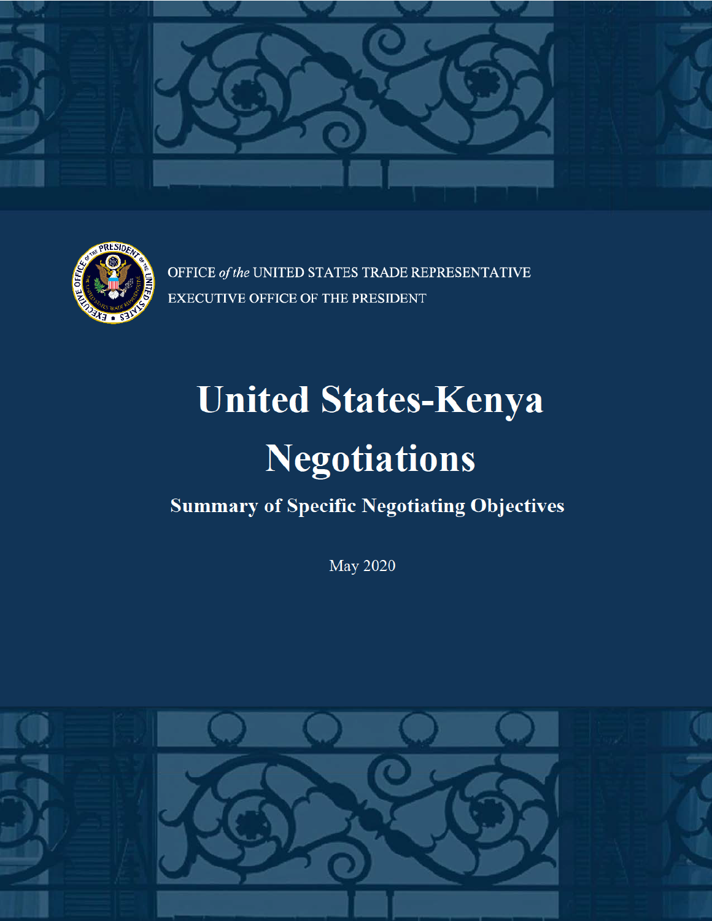OFFICE *of the* UNITED STATES TRADE REPRESENTATIVE

EXECUTIVE OFFICE OF THE PRESIDENT

# United States-Kenya Negotiations

## Summary of Specific Negotiating Objectives

May 2020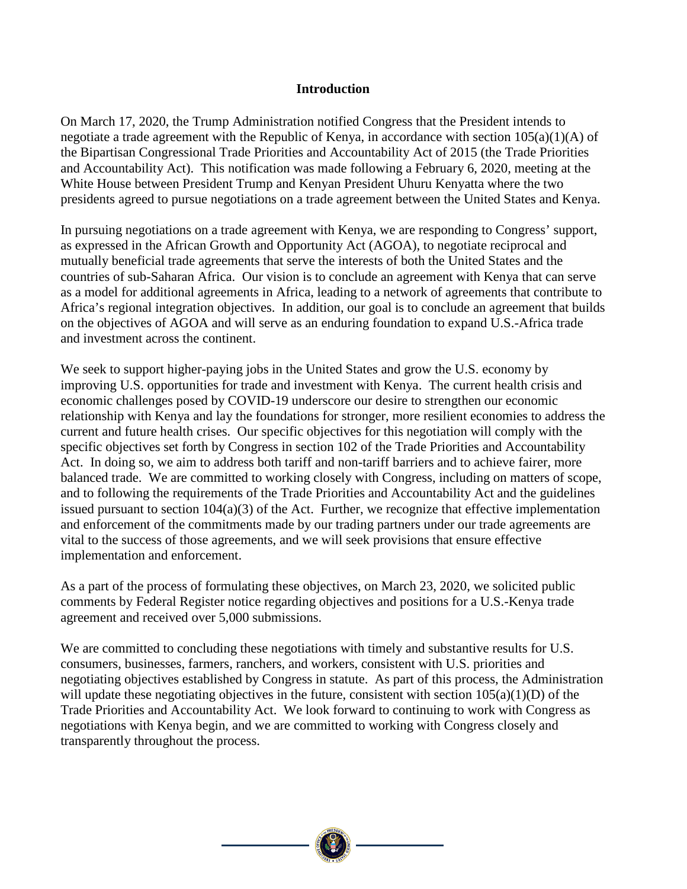## Introduction

On March 17, 2020, the Trump Administration notified Congress that the President intends to negotiate a trade agreement with the Republic of Kenya, in accordance with section 105(a)(1)(A) of the Bipartisan Congressional Trade Priorities and Accountability Act of 2015 (the Trade Priorities and Accountability Act). This notification was made following a February 6, 2020, meeting at the White House between President Trump and Kenyan President Uhuru Kenyatta where the two presidents agreed to pursue negotiations on a trade agreement between the United States and Kenya.

In pursuing negotiations on a trade agreement with Kenya, we are responding to Congress' support, as expressed in the African Growth and Opportunity Act (AGOA), to negotiate reciprocal and mutually beneficial trade agreements that serve the interests of both the United States and the countries of sub-Saharan Africa. Our vision is to conclude an agreement with Kenya that can serve as a model for additional agreements in Africa, leading to a network of agreements that contribute to Africa's regional integration objectives. In addition, our goal is to conclude an agreement that builds on the objectives of AGOA and will serve as an enduring foundation to expand U.S.-Africa trade and investment across the continent.

We seek to support higher-paying jobs in the United States and grow the U.S. economy by improving U.S. opportunities for trade and investment with Kenya. The current health crisis and economic challenges posed by COVID-19 underscore our desire to strengthen our economic relationship with Kenya and lay the foundations for stronger, more resilient economies to address the current and future health crises. Our specific objectives for this negotiation will comply with the specific objectives set forth by Congress in section 102 of the Trade Priorities and Accountability Act. In doing so, we aim to address both tariff and non-tariff barriers and to achieve fairer, more balanced trade. We are committed to working closely with Congress, including on matters of scope, and to following the requirements of the Trade Priorities and Accountability Act and the guidelines issued pursuant to section 104(a)(3) of the Act. Further, we recognize that effective implementation and enforcement of the commitments made by our trading partners under our trade agreements are vital to the success of those agreements, and we will seek provisions that ensure effective implementation and enforcement.

As a part of the process of formulating these objectives, on March 23, 2020, we solicited public comments by Federal Register notice regarding objectives and positions for a U.S.-Kenya trade agreement and received over 5,000 submissions.

We are committed to concluding these negotiations with timely and substantive results for U.S. consumers, businesses, farmers, ranchers, and workers, consistent with U.S. priorities and negotiating objectives established by Congress in statute. As part of this process, the Administration will update these negotiating objectives in the future, consistent with section 105(a)(1)(D) of the Trade Priorities and Accountability Act. We look forward to continuing to work with Congress as negotiations with Kenya begin, and we are committed to working with Congress closely and transparently throughout the process.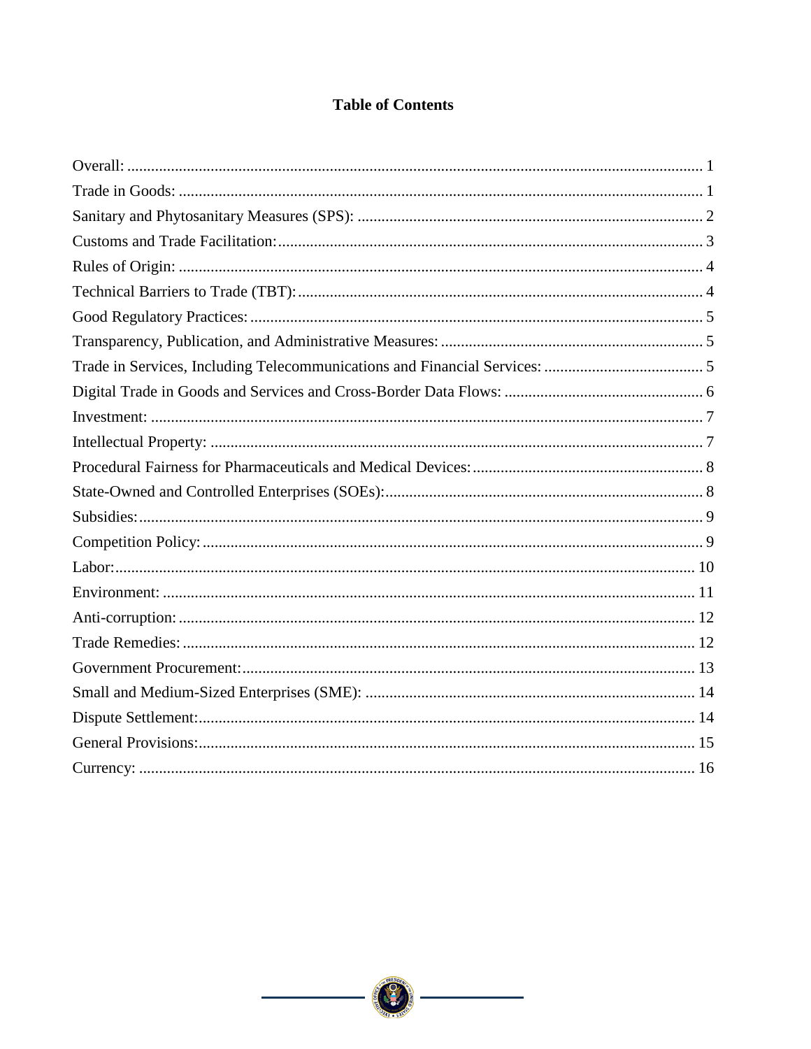# Table of Contents

| | |
|---|---|
| Overall: | 1 |
| Trade in Goods: | 1 |
| Sanitary and Phytosanitary Measures (SPS): | 2 |
| Customs and Trade Facilitation: | 3 |
| Rules of Origin: | 4 |
| Technical Barriers to Trade (TBT): | 4 |
| Good Regulatory Practices: | 5 |
| Transparency, Publication, and Administrative Measures: | 5 |
| Trade in Services, Including Telecommunications and Financial Services: | 5 |
| Digital Trade in Goods and Services and Cross-Border Data Flows: | 6 |
| Investment: | 7 |
| Intellectual Property: | 7 |
| Procedural Fairness for Pharmaceuticals and Medical Devices: | 8 |
| State-Owned and Controlled Enterprises (SOEs): | 8 |
| Subsidies: | 9 |
| Competition Policy: | 9 |
| Labor: | 10 |
| Environment: | 11 |
| Anti-corruption: | 12 |
| Trade Remedies: | 12 |
| Government Procurement: | 13 |
| Small and Medium-Sized Enterprises (SME): | 14 |
| Dispute Settlement: | 14 |
| General Provisions: | 15 |
| Currency: | 16 |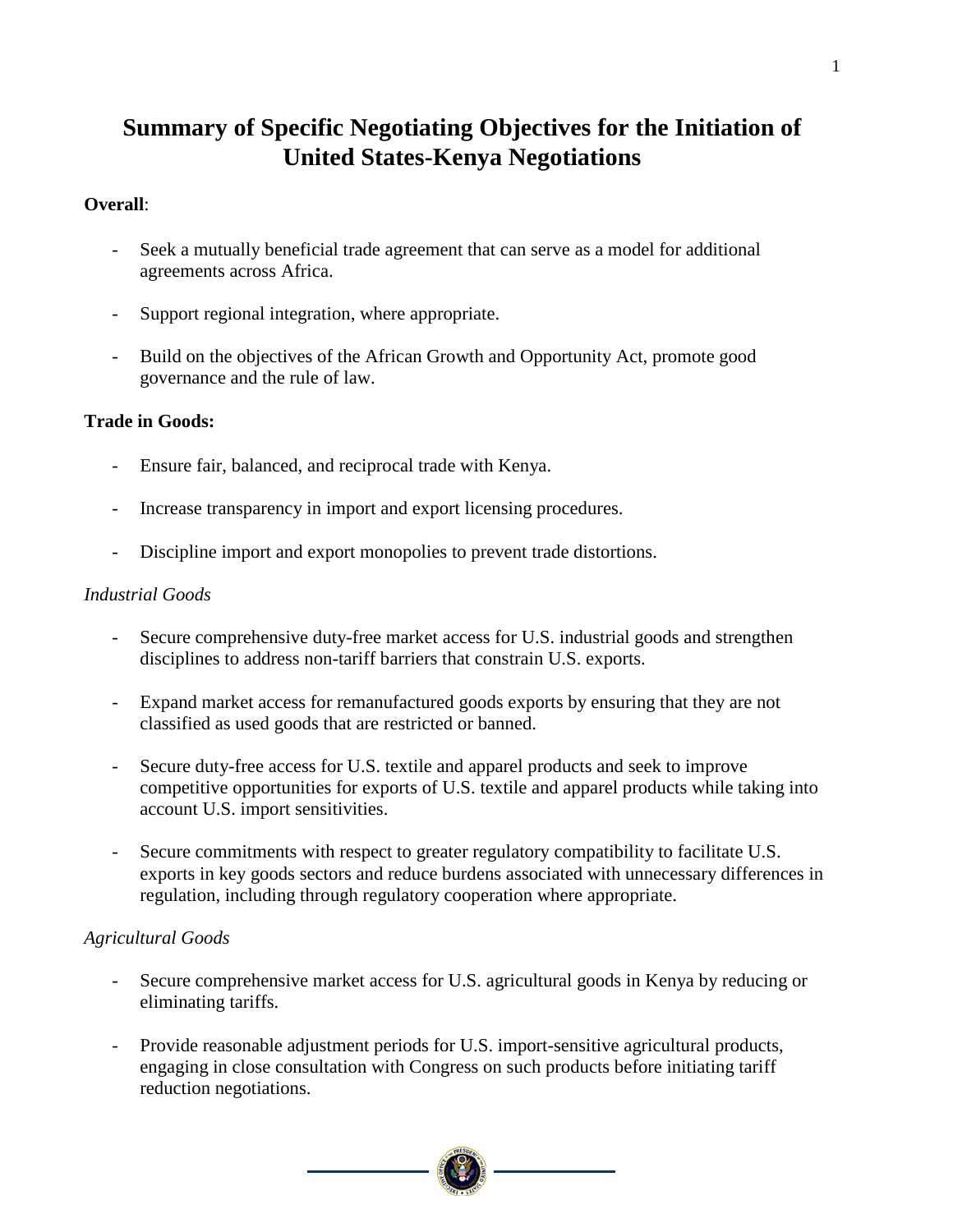# Summary of Specific Negotiating Objectives for the Initiation of United States-Kenya Negotiations

**Overall**:

- Seek a mutually beneficial trade agreement that can serve as a model for additional agreements across Africa.

- Support regional integration, where appropriate.

- Build on the objectives of the African Growth and Opportunity Act, promote good governance and the rule of law.

**Trade in Goods:**

- Ensure fair, balanced, and reciprocal trade with Kenya.

- Increase transparency in import and export licensing procedures.

- Discipline import and export monopolies to prevent trade distortions.

*Industrial Goods*

- Secure comprehensive duty-free market access for U.S. industrial goods and strengthen disciplines to address non-tariff barriers that constrain U.S. exports.

- Expand market access for remanufactured goods exports by ensuring that they are not classified as used goods that are restricted or banned.

- Secure duty-free access for U.S. textile and apparel products and seek to improve competitive opportunities for exports of U.S. textile and apparel products while taking into account U.S. import sensitivities.

- Secure commitments with respect to greater regulatory compatibility to facilitate U.S. exports in key goods sectors and reduce burdens associated with unnecessary differences in regulation, including through regulatory cooperation where appropriate.

*Agricultural Goods*

- Secure comprehensive market access for U.S. agricultural goods in Kenya by reducing or eliminating tariffs.

- Provide reasonable adjustment periods for U.S. import-sensitive agricultural products, engaging in close consultation with Congress on such products before initiating tariff reduction negotiations.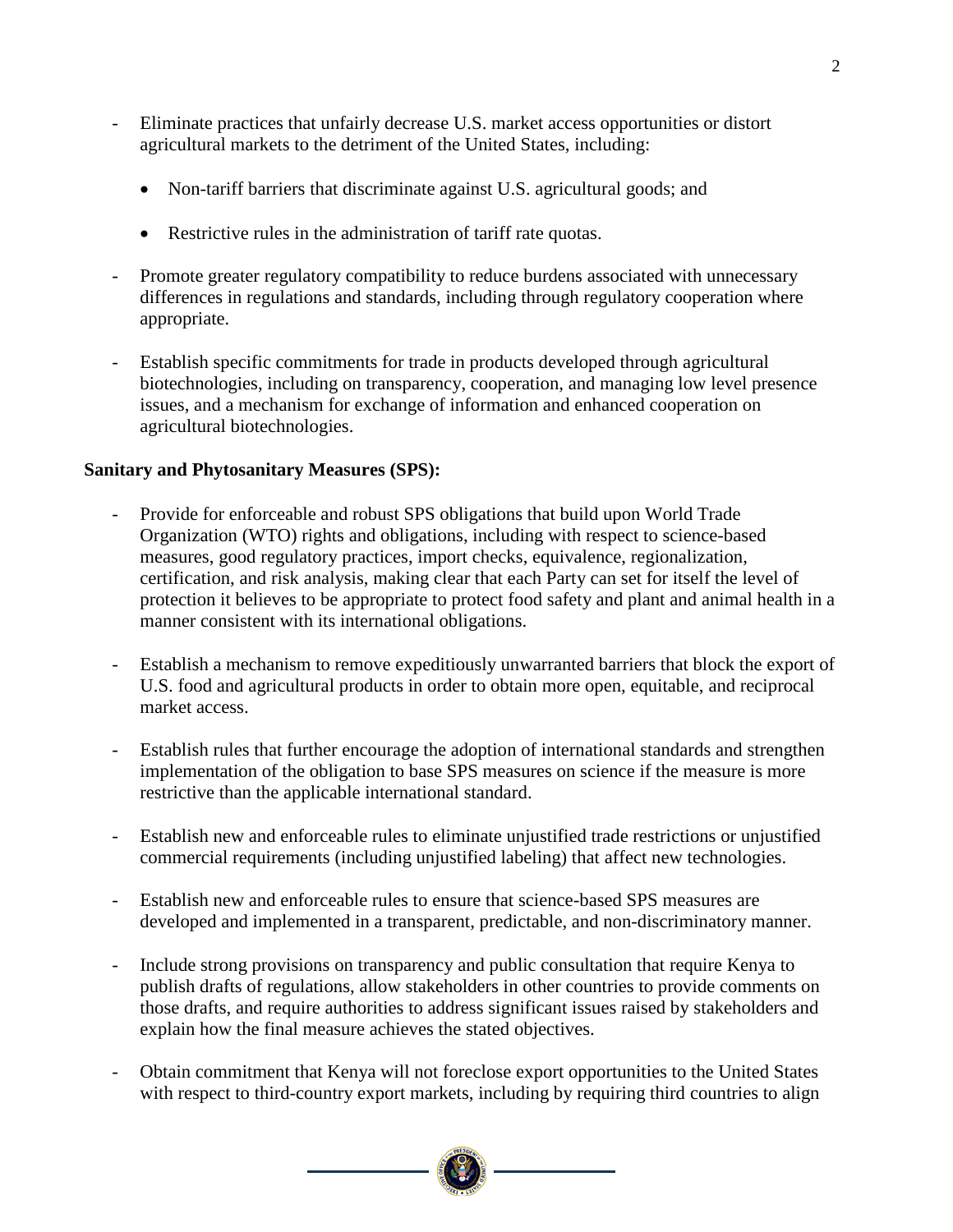- Eliminate practices that unfairly decrease U.S. market access opportunities or distort agricultural markets to the detriment of the United States, including:

  - Non-tariff barriers that discriminate against U.S. agricultural goods; and

  - Restrictive rules in the administration of tariff rate quotas.

- Promote greater regulatory compatibility to reduce burdens associated with unnecessary differences in regulations and standards, including through regulatory cooperation where appropriate.

- Establish specific commitments for trade in products developed through agricultural biotechnologies, including on transparency, cooperation, and managing low level presence issues, and a mechanism for exchange of information and enhanced cooperation on agricultural biotechnologies.

**Sanitary and Phytosanitary Measures (SPS):**

- Provide for enforceable and robust SPS obligations that build upon World Trade Organization (WTO) rights and obligations, including with respect to science-based measures, good regulatory practices, import checks, equivalence, regionalization, certification, and risk analysis, making clear that each Party can set for itself the level of protection it believes to be appropriate to protect food safety and plant and animal health in a manner consistent with its international obligations.

- Establish a mechanism to remove expeditiously unwarranted barriers that block the export of U.S. food and agricultural products in order to obtain more open, equitable, and reciprocal market access.

- Establish rules that further encourage the adoption of international standards and strengthen implementation of the obligation to base SPS measures on science if the measure is more restrictive than the applicable international standard.

- Establish new and enforceable rules to eliminate unjustified trade restrictions or unjustified commercial requirements (including unjustified labeling) that affect new technologies.

- Establish new and enforceable rules to ensure that science-based SPS measures are developed and implemented in a transparent, predictable, and non-discriminatory manner.

- Include strong provisions on transparency and public consultation that require Kenya to publish drafts of regulations, allow stakeholders in other countries to provide comments on those drafts, and require authorities to address significant issues raised by stakeholders and explain how the final measure achieves the stated objectives.

- Obtain commitment that Kenya will not foreclose export opportunities to the United States with respect to third-country export markets, including by requiring third countries to align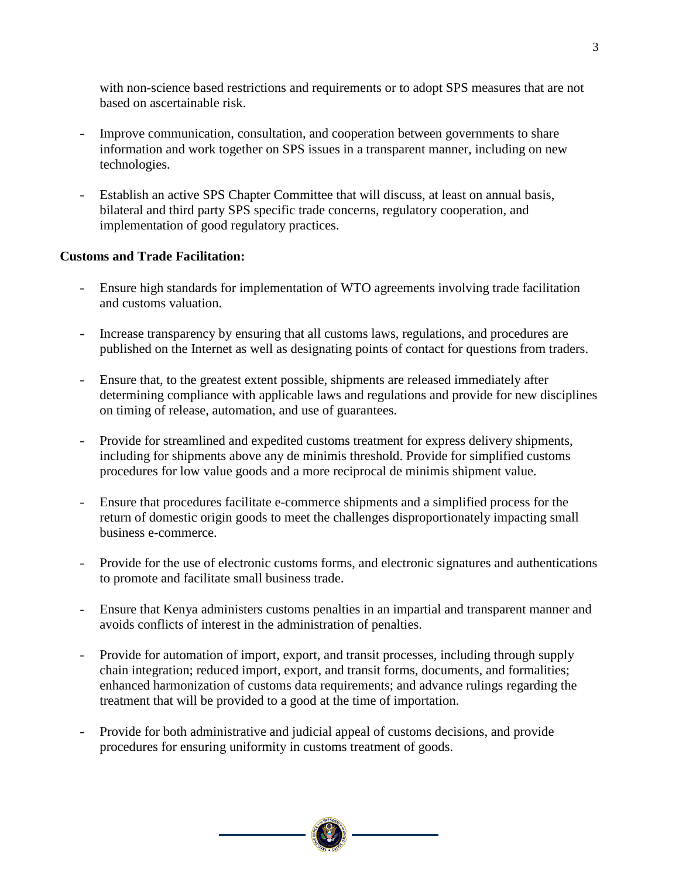with non-science based restrictions and requirements or to adopt SPS measures that are not based on ascertainable risk.

- Improve communication, consultation, and cooperation between governments to share information and work together on SPS issues in a transparent manner, including on new technologies.

- Establish an active SPS Chapter Committee that will discuss, at least on annual basis, bilateral and third party SPS specific trade concerns, regulatory cooperation, and implementation of good regulatory practices.

**Customs and Trade Facilitation:**

- Ensure high standards for implementation of WTO agreements involving trade facilitation and customs valuation.

- Increase transparency by ensuring that all customs laws, regulations, and procedures are published on the Internet as well as designating points of contact for questions from traders.

- Ensure that, to the greatest extent possible, shipments are released immediately after determining compliance with applicable laws and regulations and provide for new disciplines on timing of release, automation, and use of guarantees.

- Provide for streamlined and expedited customs treatment for express delivery shipments, including for shipments above any de minimis threshold. Provide for simplified customs procedures for low value goods and a more reciprocal de minimis shipment value.

- Ensure that procedures facilitate e-commerce shipments and a simplified process for the return of domestic origin goods to meet the challenges disproportionately impacting small business e-commerce.

- Provide for the use of electronic customs forms, and electronic signatures and authentications to promote and facilitate small business trade.

- Ensure that Kenya administers customs penalties in an impartial and transparent manner and avoids conflicts of interest in the administration of penalties.

- Provide for automation of import, export, and transit processes, including through supply chain integration; reduced import, export, and transit forms, documents, and formalities; enhanced harmonization of customs data requirements; and advance rulings regarding the treatment that will be provided to a good at the time of importation.

- Provide for both administrative and judicial appeal of customs decisions, and provide procedures for ensuring uniformity in customs treatment of goods.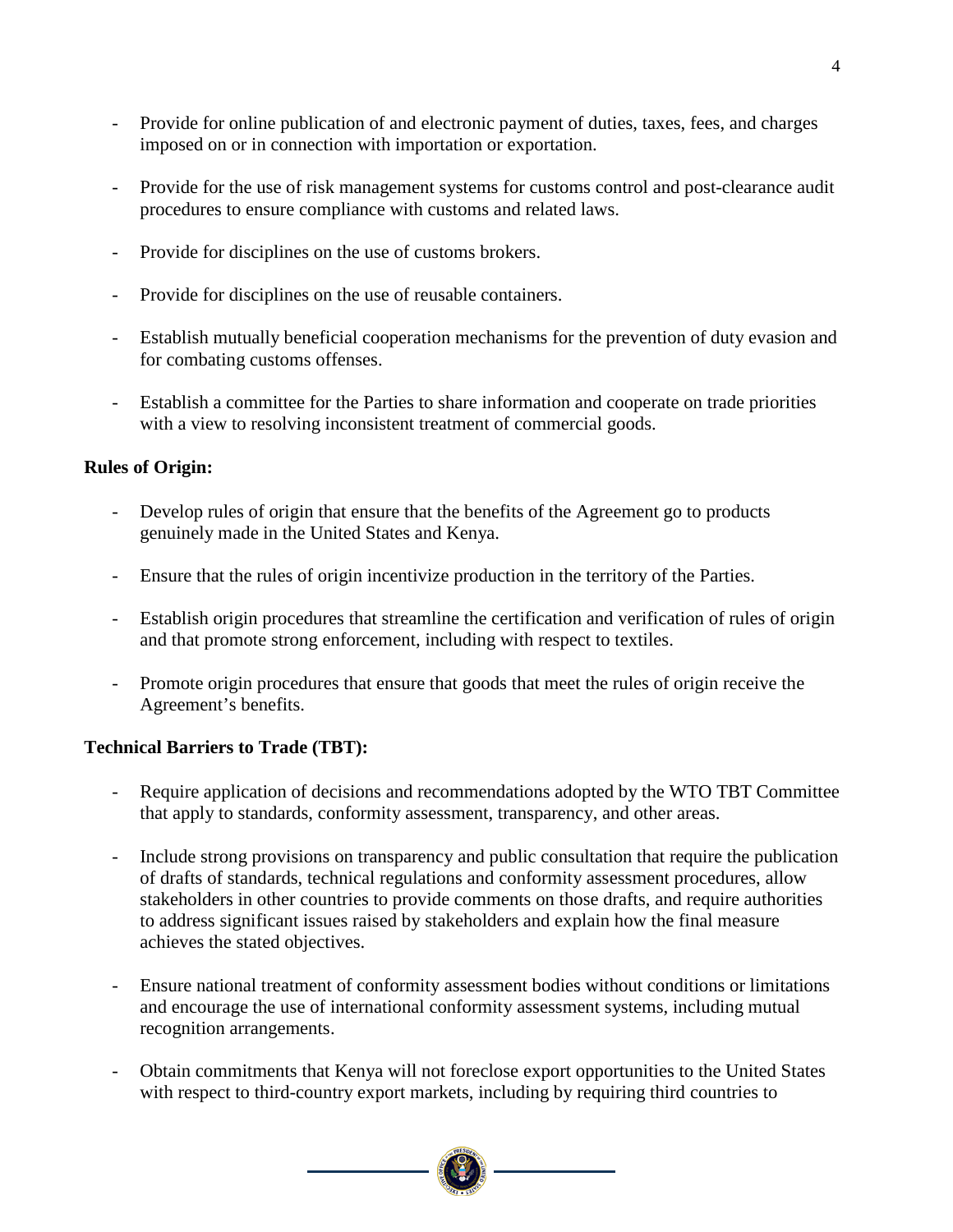- Provide for online publication of and electronic payment of duties, taxes, fees, and charges imposed on or in connection with importation or exportation.

- Provide for the use of risk management systems for customs control and post-clearance audit procedures to ensure compliance with customs and related laws.

- Provide for disciplines on the use of customs brokers.

- Provide for disciplines on the use of reusable containers.

- Establish mutually beneficial cooperation mechanisms for the prevention of duty evasion and for combating customs offenses.

- Establish a committee for the Parties to share information and cooperate on trade priorities with a view to resolving inconsistent treatment of commercial goods.

**Rules of Origin:**

- Develop rules of origin that ensure that the benefits of the Agreement go to products genuinely made in the United States and Kenya.

- Ensure that the rules of origin incentivize production in the territory of the Parties.

- Establish origin procedures that streamline the certification and verification of rules of origin and that promote strong enforcement, including with respect to textiles.

- Promote origin procedures that ensure that goods that meet the rules of origin receive the Agreement's benefits.

**Technical Barriers to Trade (TBT):**

- Require application of decisions and recommendations adopted by the WTO TBT Committee that apply to standards, conformity assessment, transparency, and other areas.

- Include strong provisions on transparency and public consultation that require the publication of drafts of standards, technical regulations and conformity assessment procedures, allow stakeholders in other countries to provide comments on those drafts, and require authorities to address significant issues raised by stakeholders and explain how the final measure achieves the stated objectives.

- Ensure national treatment of conformity assessment bodies without conditions or limitations and encourage the use of international conformity assessment systems, including mutual recognition arrangements.

- Obtain commitments that Kenya will not foreclose export opportunities to the United States with respect to third-country export markets, including by requiring third countries to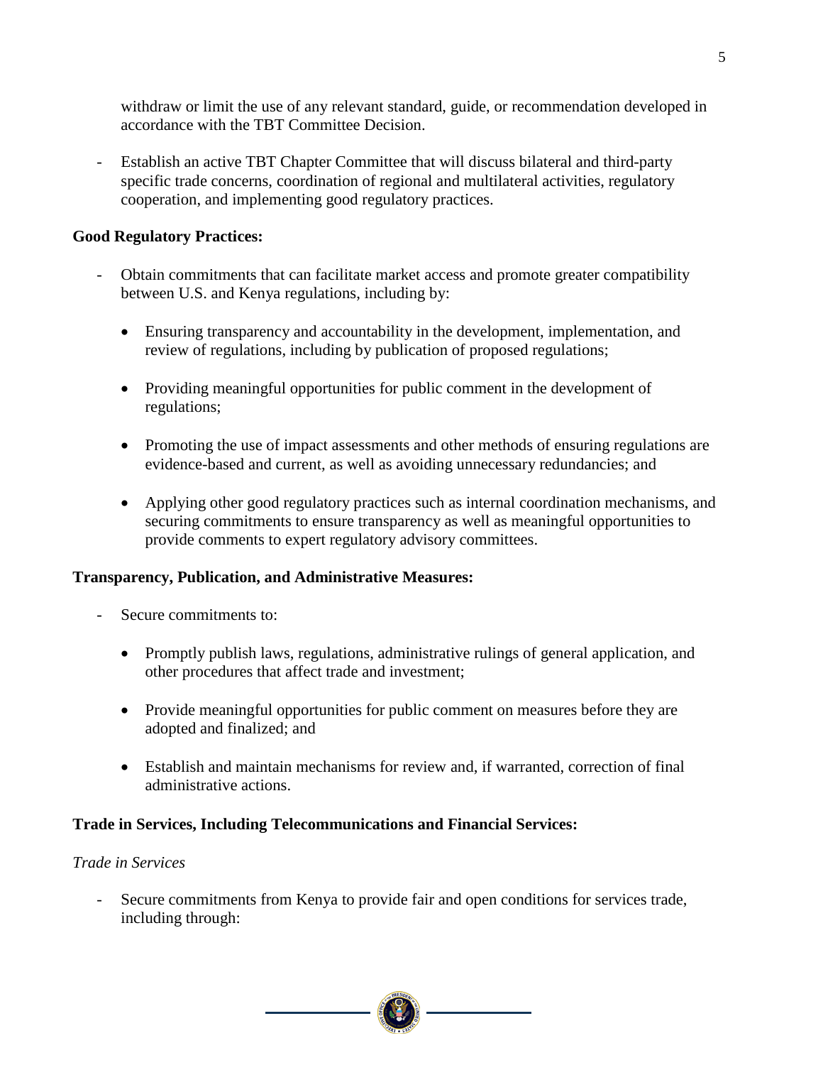withdraw or limit the use of any relevant standard, guide, or recommendation developed in accordance with the TBT Committee Decision.

- Establish an active TBT Chapter Committee that will discuss bilateral and third-party specific trade concerns, coordination of regional and multilateral activities, regulatory cooperation, and implementing good regulatory practices.

**Good Regulatory Practices:**

- Obtain commitments that can facilitate market access and promote greater compatibility between U.S. and Kenya regulations, including by:

  - Ensuring transparency and accountability in the development, implementation, and review of regulations, including by publication of proposed regulations;

  - Providing meaningful opportunities for public comment in the development of regulations;

  - Promoting the use of impact assessments and other methods of ensuring regulations are evidence-based and current, as well as avoiding unnecessary redundancies; and

  - Applying other good regulatory practices such as internal coordination mechanisms, and securing commitments to ensure transparency as well as meaningful opportunities to provide comments to expert regulatory advisory committees.

**Transparency, Publication, and Administrative Measures:**

- Secure commitments to:

  - Promptly publish laws, regulations, administrative rulings of general application, and other procedures that affect trade and investment;

  - Provide meaningful opportunities for public comment on measures before they are adopted and finalized; and

  - Establish and maintain mechanisms for review and, if warranted, correction of final administrative actions.

**Trade in Services, Including Telecommunications and Financial Services:**

*Trade in Services*

- Secure commitments from Kenya to provide fair and open conditions for services trade, including through: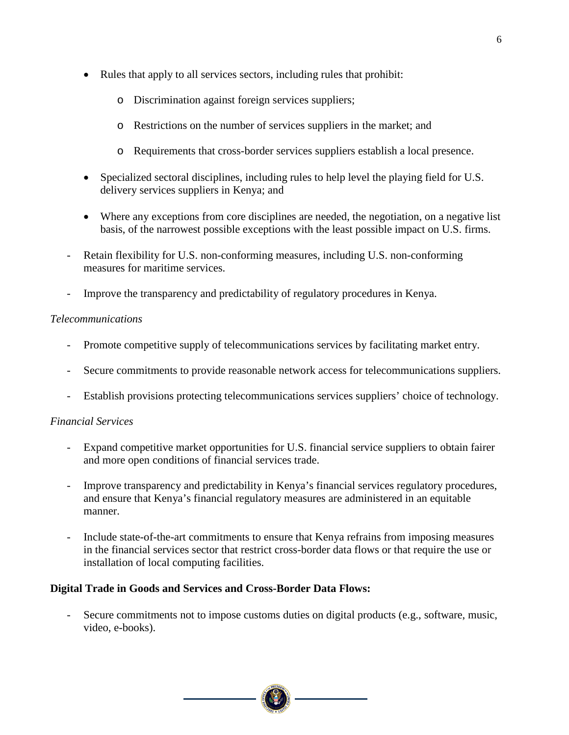- Rules that apply to all services sectors, including rules that prohibit:
  - Discrimination against foreign services suppliers;
  - Restrictions on the number of services suppliers in the market; and
  - Requirements that cross-border services suppliers establish a local presence.
- Specialized sectoral disciplines, including rules to help level the playing field for U.S. delivery services suppliers in Kenya; and
- Where any exceptions from core disciplines are needed, the negotiation, on a negative list basis, of the narrowest possible exceptions with the least possible impact on U.S. firms.

- Retain flexibility for U.S. non-conforming measures, including U.S. non-conforming measures for maritime services.
- Improve the transparency and predictability of regulatory procedures in Kenya.

*Telecommunications*

- Promote competitive supply of telecommunications services by facilitating market entry.
- Secure commitments to provide reasonable network access for telecommunications suppliers.
- Establish provisions protecting telecommunications services suppliers' choice of technology.

*Financial Services*

- Expand competitive market opportunities for U.S. financial service suppliers to obtain fairer and more open conditions of financial services trade.
- Improve transparency and predictability in Kenya's financial services regulatory procedures, and ensure that Kenya's financial regulatory measures are administered in an equitable manner.
- Include state-of-the-art commitments to ensure that Kenya refrains from imposing measures in the financial services sector that restrict cross-border data flows or that require the use or installation of local computing facilities.

**Digital Trade in Goods and Services and Cross-Border Data Flows:**

- Secure commitments not to impose customs duties on digital products (e.g., software, music, video, e-books).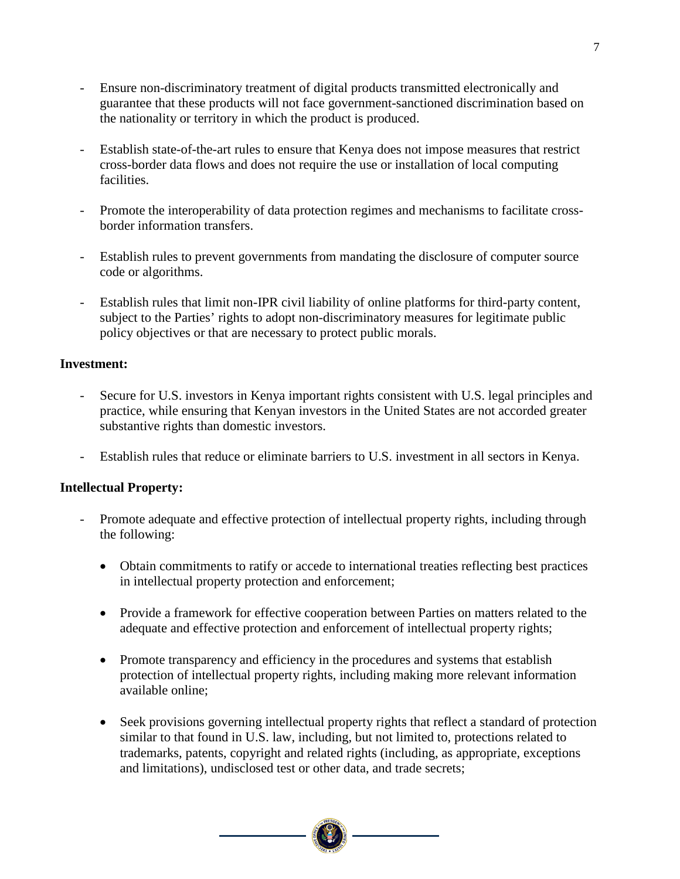- Ensure non-discriminatory treatment of digital products transmitted electronically and guarantee that these products will not face government-sanctioned discrimination based on the nationality or territory in which the product is produced.

- Establish state-of-the-art rules to ensure that Kenya does not impose measures that restrict cross-border data flows and does not require the use or installation of local computing facilities.

- Promote the interoperability of data protection regimes and mechanisms to facilitate cross-border information transfers.

- Establish rules to prevent governments from mandating the disclosure of computer source code or algorithms.

- Establish rules that limit non-IPR civil liability of online platforms for third-party content, subject to the Parties' rights to adopt non-discriminatory measures for legitimate public policy objectives or that are necessary to protect public morals.

**Investment:**

- Secure for U.S. investors in Kenya important rights consistent with U.S. legal principles and practice, while ensuring that Kenyan investors in the United States are not accorded greater substantive rights than domestic investors.

- Establish rules that reduce or eliminate barriers to U.S. investment in all sectors in Kenya.

**Intellectual Property:**

- Promote adequate and effective protection of intellectual property rights, including through the following:

  - Obtain commitments to ratify or accede to international treaties reflecting best practices in intellectual property protection and enforcement;

  - Provide a framework for effective cooperation between Parties on matters related to the adequate and effective protection and enforcement of intellectual property rights;

  - Promote transparency and efficiency in the procedures and systems that establish protection of intellectual property rights, including making more relevant information available online;

  - Seek provisions governing intellectual property rights that reflect a standard of protection similar to that found in U.S. law, including, but not limited to, protections related to trademarks, patents, copyright and related rights (including, as appropriate, exceptions and limitations), undisclosed test or other data, and trade secrets;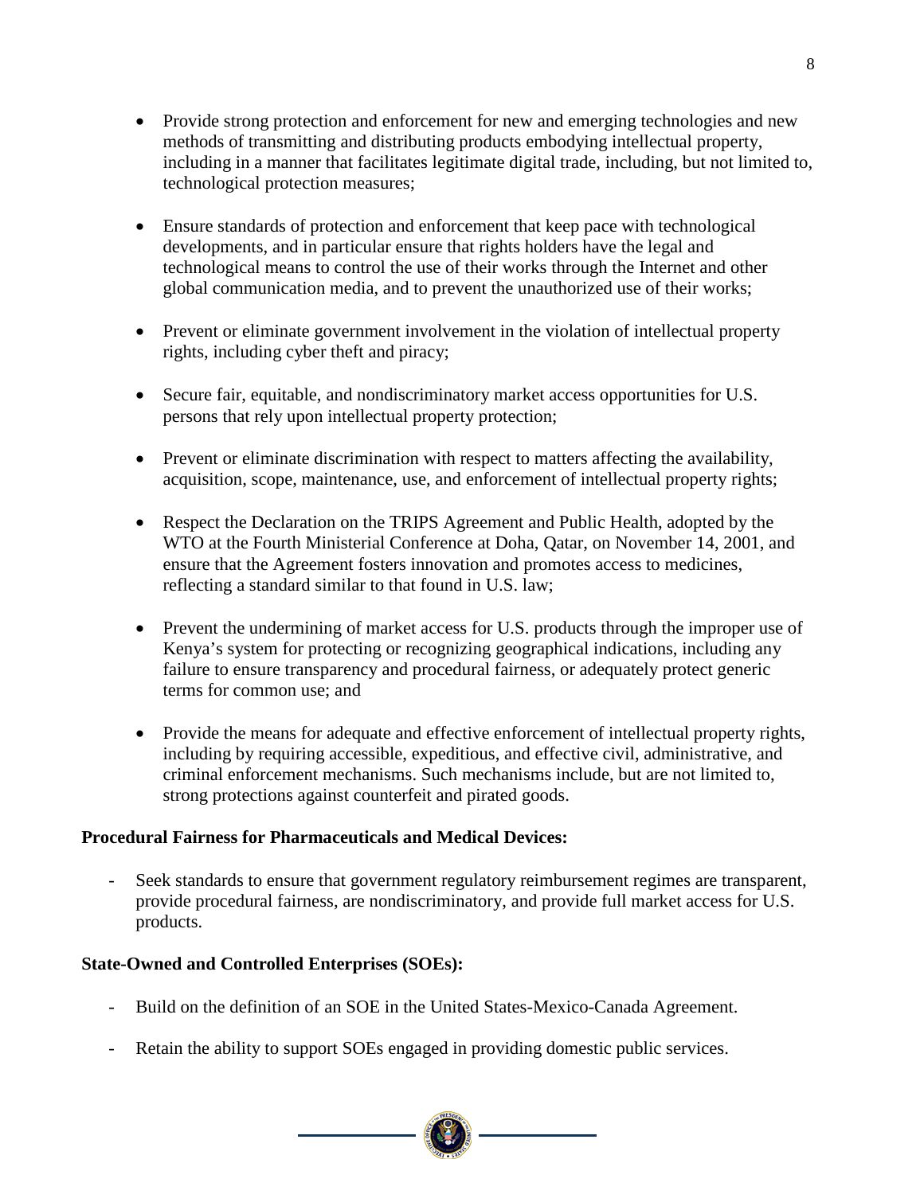- Provide strong protection and enforcement for new and emerging technologies and new methods of transmitting and distributing products embodying intellectual property, including in a manner that facilitates legitimate digital trade, including, but not limited to, technological protection measures;

- Ensure standards of protection and enforcement that keep pace with technological developments, and in particular ensure that rights holders have the legal and technological means to control the use of their works through the Internet and other global communication media, and to prevent the unauthorized use of their works;

- Prevent or eliminate government involvement in the violation of intellectual property rights, including cyber theft and piracy;

- Secure fair, equitable, and nondiscriminatory market access opportunities for U.S. persons that rely upon intellectual property protection;

- Prevent or eliminate discrimination with respect to matters affecting the availability, acquisition, scope, maintenance, use, and enforcement of intellectual property rights;

- Respect the Declaration on the TRIPS Agreement and Public Health, adopted by the WTO at the Fourth Ministerial Conference at Doha, Qatar, on November 14, 2001, and ensure that the Agreement fosters innovation and promotes access to medicines, reflecting a standard similar to that found in U.S. law;

- Prevent the undermining of market access for U.S. products through the improper use of Kenya's system for protecting or recognizing geographical indications, including any failure to ensure transparency and procedural fairness, or adequately protect generic terms for common use; and

- Provide the means for adequate and effective enforcement of intellectual property rights, including by requiring accessible, expeditious, and effective civil, administrative, and criminal enforcement mechanisms. Such mechanisms include, but are not limited to, strong protections against counterfeit and pirated goods.

**Procedural Fairness for Pharmaceuticals and Medical Devices:**

- Seek standards to ensure that government regulatory reimbursement regimes are transparent, provide procedural fairness, are nondiscriminatory, and provide full market access for U.S. products.

**State-Owned and Controlled Enterprises (SOEs):**

- Build on the definition of an SOE in the United States-Mexico-Canada Agreement.

- Retain the ability to support SOEs engaged in providing domestic public services.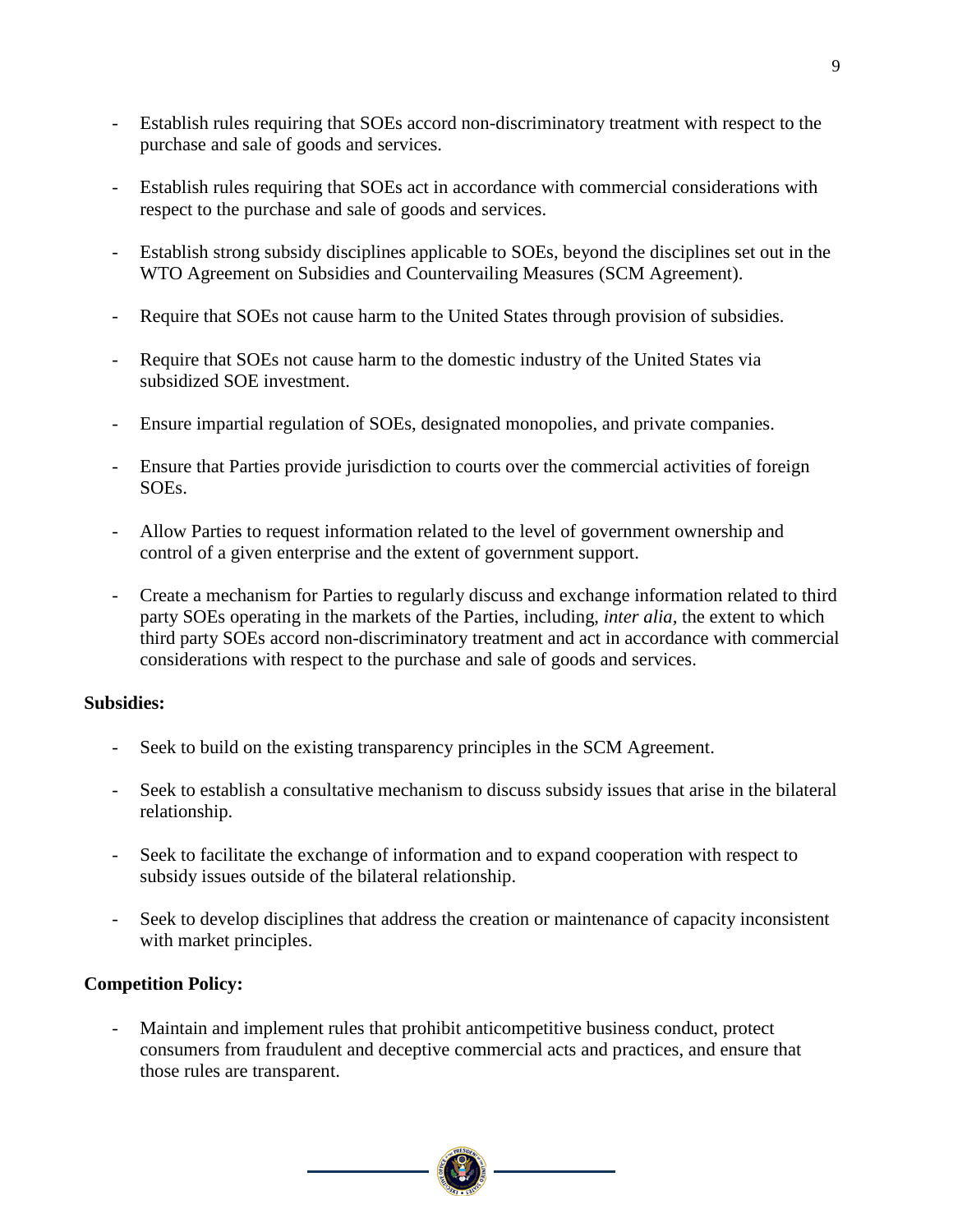- Establish rules requiring that SOEs accord non-discriminatory treatment with respect to the purchase and sale of goods and services.

- Establish rules requiring that SOEs act in accordance with commercial considerations with respect to the purchase and sale of goods and services.

- Establish strong subsidy disciplines applicable to SOEs, beyond the disciplines set out in the WTO Agreement on Subsidies and Countervailing Measures (SCM Agreement).

- Require that SOEs not cause harm to the United States through provision of subsidies.

- Require that SOEs not cause harm to the domestic industry of the United States via subsidized SOE investment.

- Ensure impartial regulation of SOEs, designated monopolies, and private companies.

- Ensure that Parties provide jurisdiction to courts over the commercial activities of foreign SOEs.

- Allow Parties to request information related to the level of government ownership and control of a given enterprise and the extent of government support.

- Create a mechanism for Parties to regularly discuss and exchange information related to third party SOEs operating in the markets of the Parties, including, *inter alia*, the extent to which third party SOEs accord non-discriminatory treatment and act in accordance with commercial considerations with respect to the purchase and sale of goods and services.

**Subsidies:**

- Seek to build on the existing transparency principles in the SCM Agreement.

- Seek to establish a consultative mechanism to discuss subsidy issues that arise in the bilateral relationship.

- Seek to facilitate the exchange of information and to expand cooperation with respect to subsidy issues outside of the bilateral relationship.

- Seek to develop disciplines that address the creation or maintenance of capacity inconsistent with market principles.

**Competition Policy:**

- Maintain and implement rules that prohibit anticompetitive business conduct, protect consumers from fraudulent and deceptive commercial acts and practices, and ensure that those rules are transparent.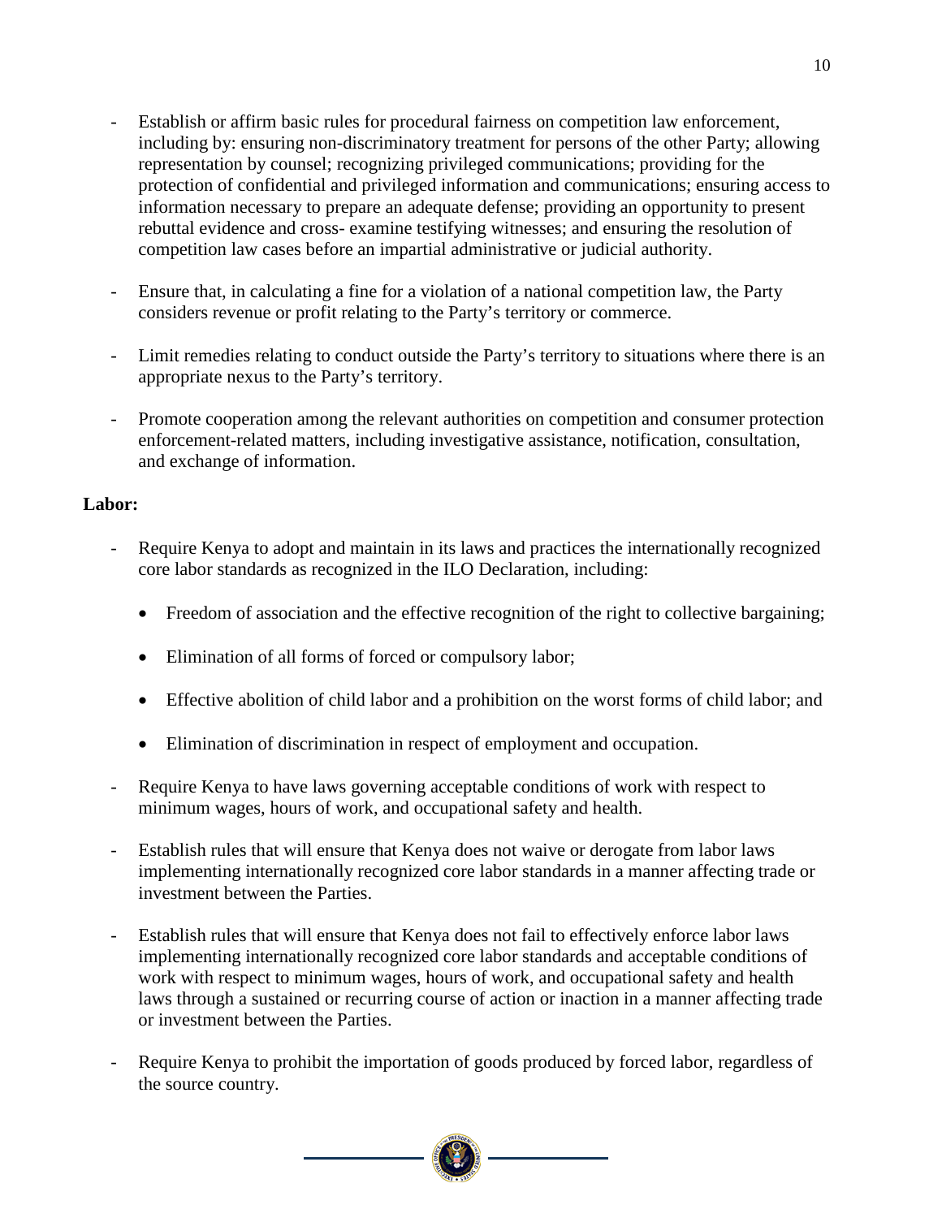- Establish or affirm basic rules for procedural fairness on competition law enforcement, including by: ensuring non-discriminatory treatment for persons of the other Party; allowing representation by counsel; recognizing privileged communications; providing for the protection of confidential and privileged information and communications; ensuring access to information necessary to prepare an adequate defense; providing an opportunity to present rebuttal evidence and cross- examine testifying witnesses; and ensuring the resolution of competition law cases before an impartial administrative or judicial authority.

- Ensure that, in calculating a fine for a violation of a national competition law, the Party considers revenue or profit relating to the Party's territory or commerce.

- Limit remedies relating to conduct outside the Party's territory to situations where there is an appropriate nexus to the Party's territory.

- Promote cooperation among the relevant authorities on competition and consumer protection enforcement-related matters, including investigative assistance, notification, consultation, and exchange of information.

**Labor:**

- Require Kenya to adopt and maintain in its laws and practices the internationally recognized core labor standards as recognized in the ILO Declaration, including:

  - Freedom of association and the effective recognition of the right to collective bargaining;

  - Elimination of all forms of forced or compulsory labor;

  - Effective abolition of child labor and a prohibition on the worst forms of child labor; and

  - Elimination of discrimination in respect of employment and occupation.

- Require Kenya to have laws governing acceptable conditions of work with respect to minimum wages, hours of work, and occupational safety and health.

- Establish rules that will ensure that Kenya does not waive or derogate from labor laws implementing internationally recognized core labor standards in a manner affecting trade or investment between the Parties.

- Establish rules that will ensure that Kenya does not fail to effectively enforce labor laws implementing internationally recognized core labor standards and acceptable conditions of work with respect to minimum wages, hours of work, and occupational safety and health laws through a sustained or recurring course of action or inaction in a manner affecting trade or investment between the Parties.

- Require Kenya to prohibit the importation of goods produced by forced labor, regardless of the source country.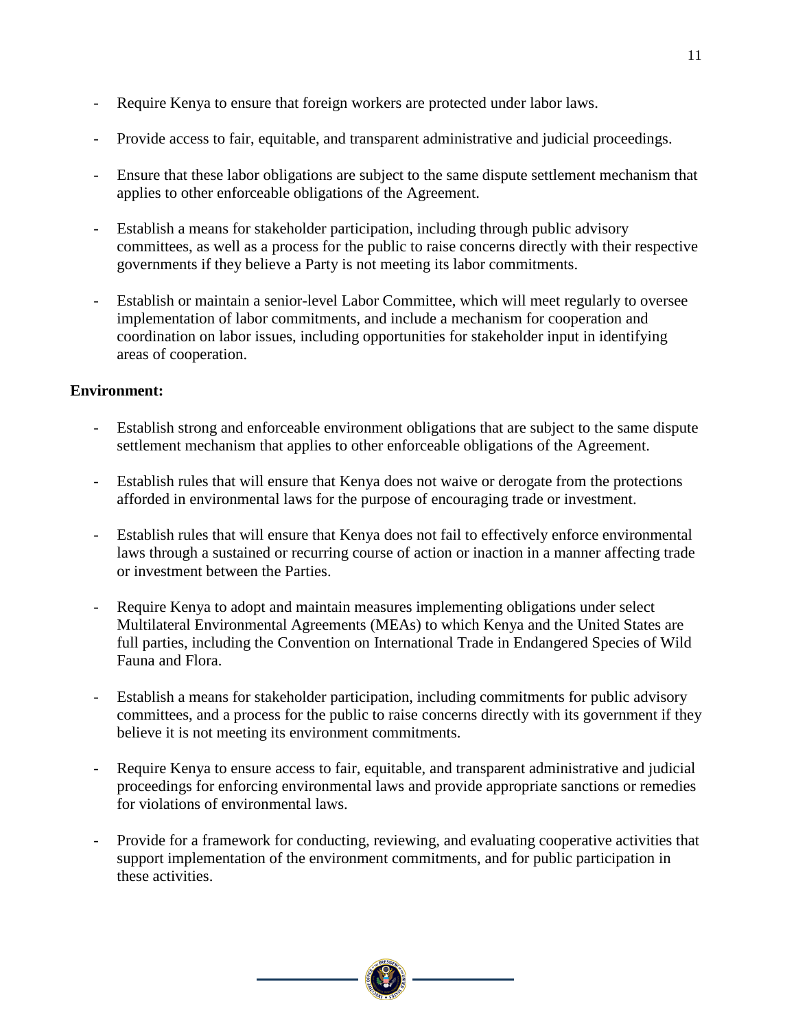- Require Kenya to ensure that foreign workers are protected under labor laws.

- Provide access to fair, equitable, and transparent administrative and judicial proceedings.

- Ensure that these labor obligations are subject to the same dispute settlement mechanism that applies to other enforceable obligations of the Agreement.

- Establish a means for stakeholder participation, including through public advisory committees, as well as a process for the public to raise concerns directly with their respective governments if they believe a Party is not meeting its labor commitments.

- Establish or maintain a senior-level Labor Committee, which will meet regularly to oversee implementation of labor commitments, and include a mechanism for cooperation and coordination on labor issues, including opportunities for stakeholder input in identifying areas of cooperation.

**Environment:**

- Establish strong and enforceable environment obligations that are subject to the same dispute settlement mechanism that applies to other enforceable obligations of the Agreement.

- Establish rules that will ensure that Kenya does not waive or derogate from the protections afforded in environmental laws for the purpose of encouraging trade or investment.

- Establish rules that will ensure that Kenya does not fail to effectively enforce environmental laws through a sustained or recurring course of action or inaction in a manner affecting trade or investment between the Parties.

- Require Kenya to adopt and maintain measures implementing obligations under select Multilateral Environmental Agreements (MEAs) to which Kenya and the United States are full parties, including the Convention on International Trade in Endangered Species of Wild Fauna and Flora.

- Establish a means for stakeholder participation, including commitments for public advisory committees, and a process for the public to raise concerns directly with its government if they believe it is not meeting its environment commitments.

- Require Kenya to ensure access to fair, equitable, and transparent administrative and judicial proceedings for enforcing environmental laws and provide appropriate sanctions or remedies for violations of environmental laws.

- Provide for a framework for conducting, reviewing, and evaluating cooperative activities that support implementation of the environment commitments, and for public participation in these activities.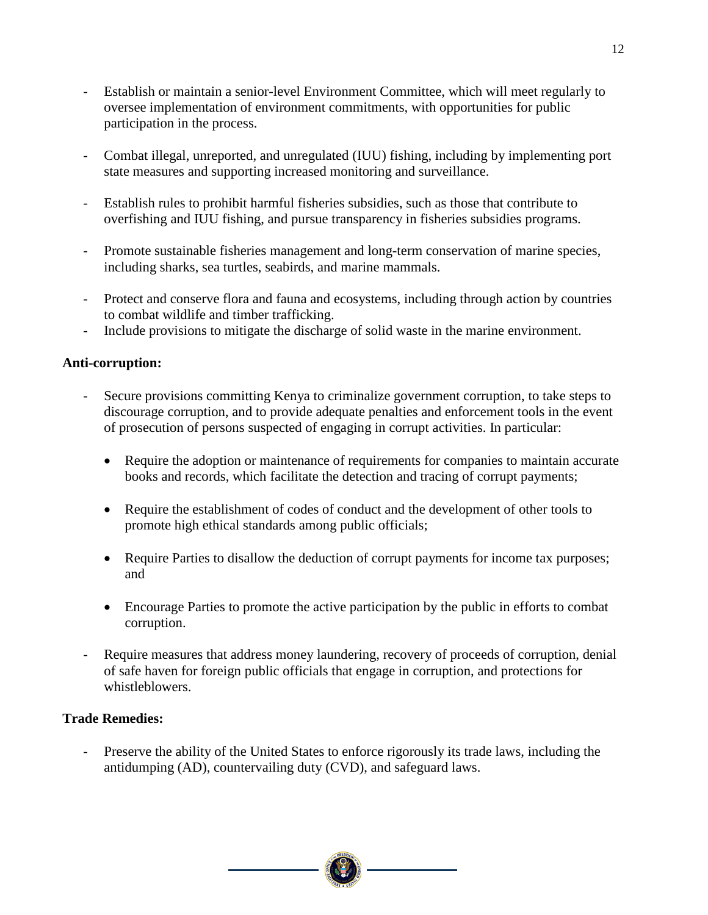- Establish or maintain a senior-level Environment Committee, which will meet regularly to oversee implementation of environment commitments, with opportunities for public participation in the process.

- Combat illegal, unreported, and unregulated (IUU) fishing, including by implementing port state measures and supporting increased monitoring and surveillance.

- Establish rules to prohibit harmful fisheries subsidies, such as those that contribute to overfishing and IUU fishing, and pursue transparency in fisheries subsidies programs.

- Promote sustainable fisheries management and long-term conservation of marine species, including sharks, sea turtles, seabirds, and marine mammals.

- Protect and conserve flora and fauna and ecosystems, including through action by countries to combat wildlife and timber trafficking.
- Include provisions to mitigate the discharge of solid waste in the marine environment.

**Anti-corruption:**

- Secure provisions committing Kenya to criminalize government corruption, to take steps to discourage corruption, and to provide adequate penalties and enforcement tools in the event of prosecution of persons suspected of engaging in corrupt activities. In particular:

  - Require the adoption or maintenance of requirements for companies to maintain accurate books and records, which facilitate the detection and tracing of corrupt payments;

  - Require the establishment of codes of conduct and the development of other tools to promote high ethical standards among public officials;

  - Require Parties to disallow the deduction of corrupt payments for income tax purposes; and

  - Encourage Parties to promote the active participation by the public in efforts to combat corruption.

- Require measures that address money laundering, recovery of proceeds of corruption, denial of safe haven for foreign public officials that engage in corruption, and protections for whistleblowers.

**Trade Remedies:**

- Preserve the ability of the United States to enforce rigorously its trade laws, including the antidumping (AD), countervailing duty (CVD), and safeguard laws.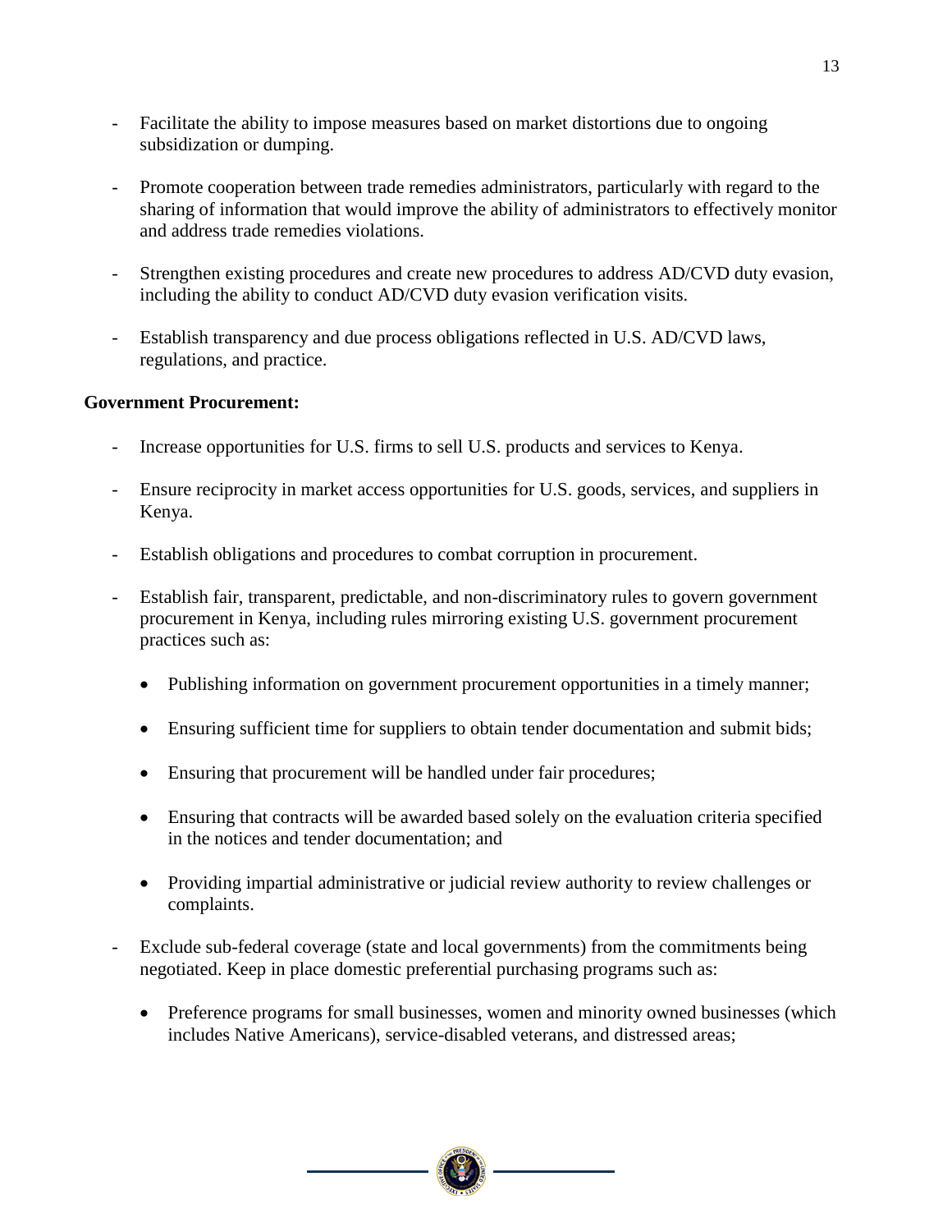- Facilitate the ability to impose measures based on market distortions due to ongoing subsidization or dumping.

- Promote cooperation between trade remedies administrators, particularly with regard to the sharing of information that would improve the ability of administrators to effectively monitor and address trade remedies violations.

- Strengthen existing procedures and create new procedures to address AD/CVD duty evasion, including the ability to conduct AD/CVD duty evasion verification visits.

- Establish transparency and due process obligations reflected in U.S. AD/CVD laws, regulations, and practice.

**Government Procurement:**

- Increase opportunities for U.S. firms to sell U.S. products and services to Kenya.

- Ensure reciprocity in market access opportunities for U.S. goods, services, and suppliers in Kenya.

- Establish obligations and procedures to combat corruption in procurement.

- Establish fair, transparent, predictable, and non-discriminatory rules to govern government procurement in Kenya, including rules mirroring existing U.S. government procurement practices such as:

  - Publishing information on government procurement opportunities in a timely manner;

  - Ensuring sufficient time for suppliers to obtain tender documentation and submit bids;

  - Ensuring that procurement will be handled under fair procedures;

  - Ensuring that contracts will be awarded based solely on the evaluation criteria specified in the notices and tender documentation; and

  - Providing impartial administrative or judicial review authority to review challenges or complaints.

- Exclude sub-federal coverage (state and local governments) from the commitments being negotiated. Keep in place domestic preferential purchasing programs such as:

  - Preference programs for small businesses, women and minority owned businesses (which includes Native Americans), service-disabled veterans, and distressed areas;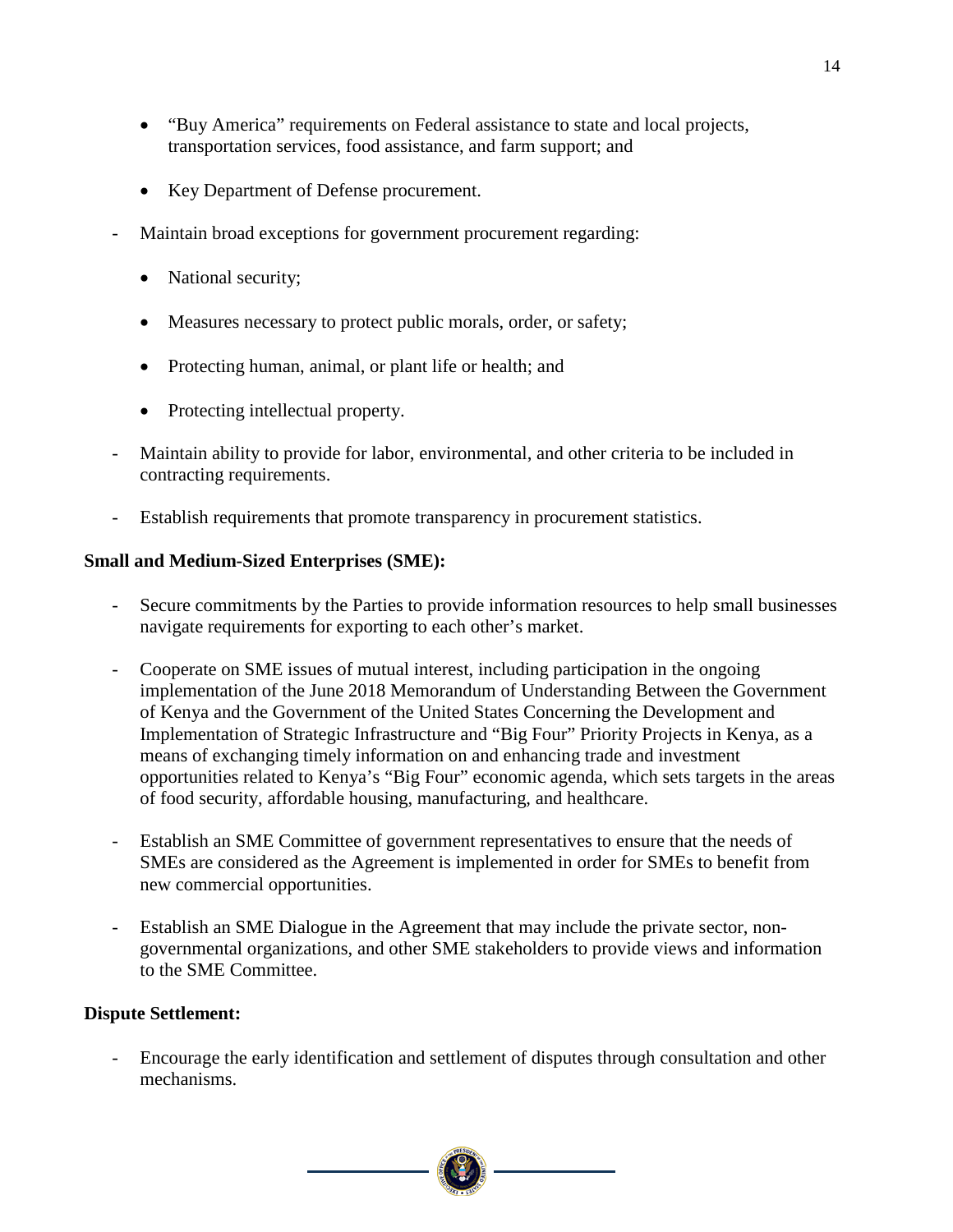- "Buy America" requirements on Federal assistance to state and local projects, transportation services, food assistance, and farm support; and
- Key Department of Defense procurement.

- Maintain broad exceptions for government procurement regarding:
  - National security;
  - Measures necessary to protect public morals, order, or safety;
  - Protecting human, animal, or plant life or health; and
  - Protecting intellectual property.
- Maintain ability to provide for labor, environmental, and other criteria to be included in contracting requirements.
- Establish requirements that promote transparency in procurement statistics.

**Small and Medium-Sized Enterprises (SME):**

- Secure commitments by the Parties to provide information resources to help small businesses navigate requirements for exporting to each other's market.
- Cooperate on SME issues of mutual interest, including participation in the ongoing implementation of the June 2018 Memorandum of Understanding Between the Government of Kenya and the Government of the United States Concerning the Development and Implementation of Strategic Infrastructure and "Big Four" Priority Projects in Kenya, as a means of exchanging timely information on and enhancing trade and investment opportunities related to Kenya's "Big Four" economic agenda, which sets targets in the areas of food security, affordable housing, manufacturing, and healthcare.
- Establish an SME Committee of government representatives to ensure that the needs of SMEs are considered as the Agreement is implemented in order for SMEs to benefit from new commercial opportunities.
- Establish an SME Dialogue in the Agreement that may include the private sector, non-governmental organizations, and other SME stakeholders to provide views and information to the SME Committee.

**Dispute Settlement:**

- Encourage the early identification and settlement of disputes through consultation and other mechanisms.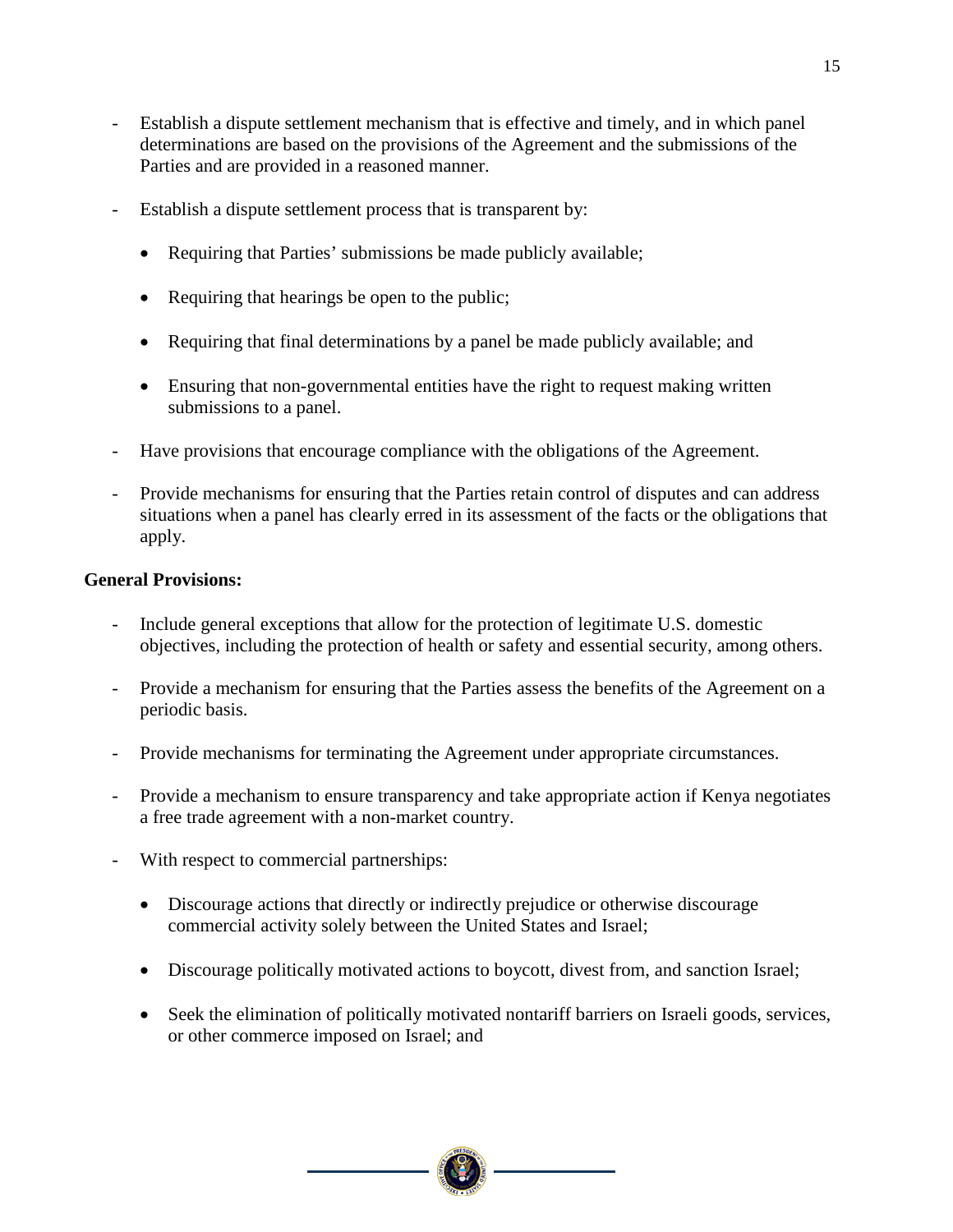- Establish a dispute settlement mechanism that is effective and timely, and in which panel determinations are based on the provisions of the Agreement and the submissions of the Parties and are provided in a reasoned manner.

- Establish a dispute settlement process that is transparent by:

  - Requiring that Parties' submissions be made publicly available;

  - Requiring that hearings be open to the public;

  - Requiring that final determinations by a panel be made publicly available; and

  - Ensuring that non-governmental entities have the right to request making written submissions to a panel.

- Have provisions that encourage compliance with the obligations of the Agreement.

- Provide mechanisms for ensuring that the Parties retain control of disputes and can address situations when a panel has clearly erred in its assessment of the facts or the obligations that apply.

**General Provisions:**

- Include general exceptions that allow for the protection of legitimate U.S. domestic objectives, including the protection of health or safety and essential security, among others.

- Provide a mechanism for ensuring that the Parties assess the benefits of the Agreement on a periodic basis.

- Provide mechanisms for terminating the Agreement under appropriate circumstances.

- Provide a mechanism to ensure transparency and take appropriate action if Kenya negotiates a free trade agreement with a non-market country.

- With respect to commercial partnerships:

  - Discourage actions that directly or indirectly prejudice or otherwise discourage commercial activity solely between the United States and Israel;

  - Discourage politically motivated actions to boycott, divest from, and sanction Israel;

  - Seek the elimination of politically motivated nontariff barriers on Israeli goods, services, or other commerce imposed on Israel; and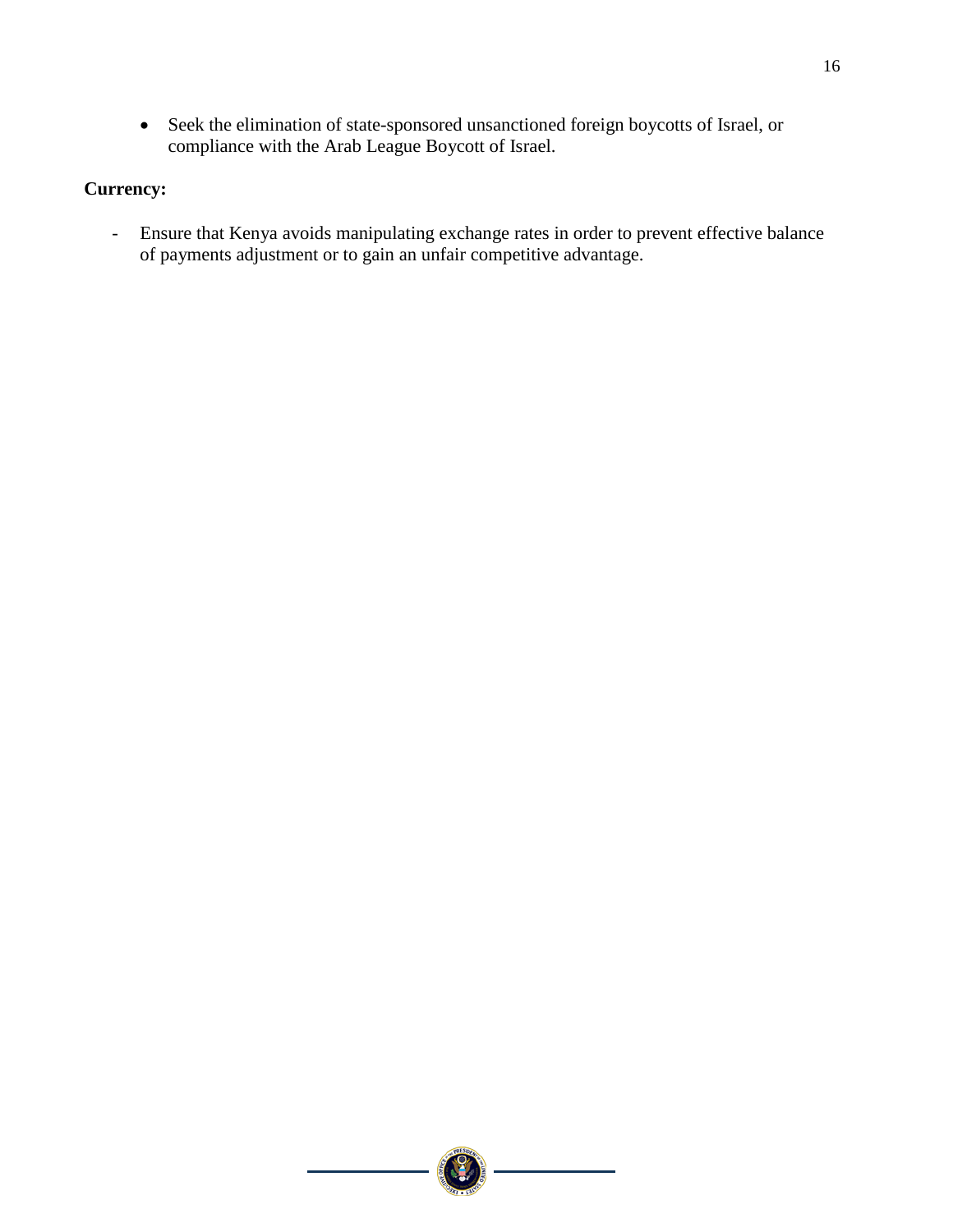- Seek the elimination of state-sponsored unsanctioned foreign boycotts of Israel, or compliance with the Arab League Boycott of Israel.

**Currency:**

- Ensure that Kenya avoids manipulating exchange rates in order to prevent effective balance of payments adjustment or to gain an unfair competitive advantage.